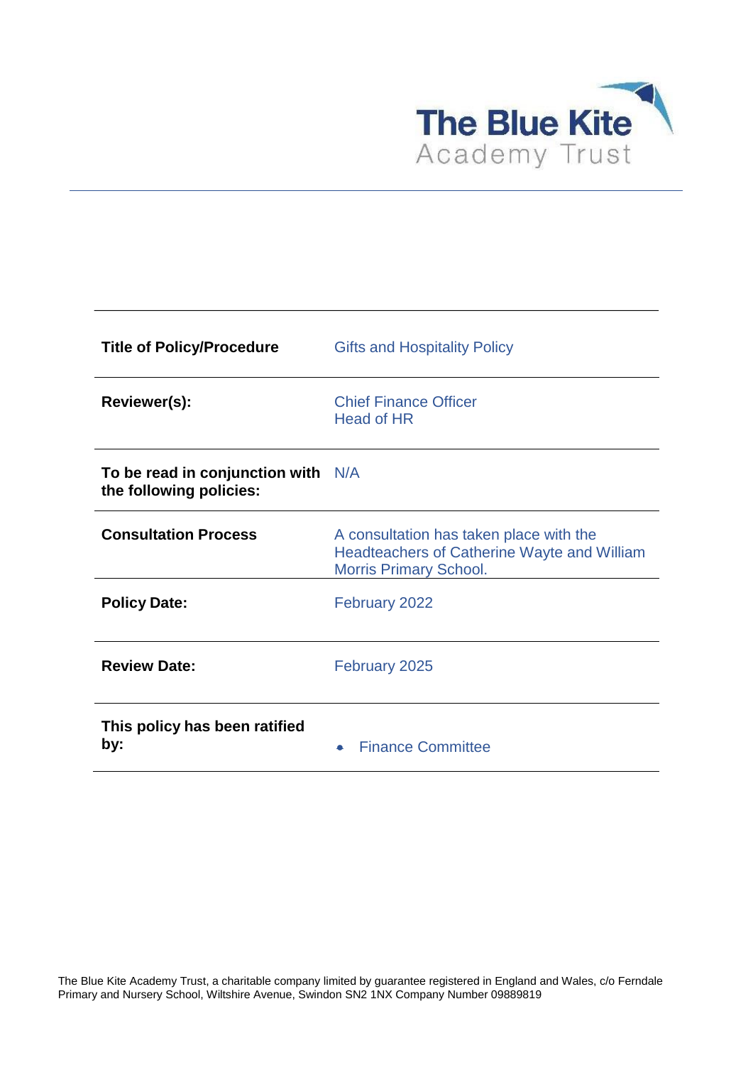The Blue Kite Academy Trust

| | |
|---|---|
| **Title of Policy/Procedure** | Gifts and Hospitality Policy |
| **Reviewer(s):** | Chief Finance Officer<br>Head of HR |
| **To be read in conjunction with the following policies:** | N/A |
| **Consultation Process** | A consultation has taken place with the Headteachers of Catherine Wayte and William Morris Primary School. |
| **Policy Date:** | February 2022 |
| **Review Date:** | February 2025 |
| **This policy has been ratified by:** | • Finance Committee |

The Blue Kite Academy Trust, a charitable company limited by guarantee registered in England and Wales, c/o Ferndale Primary and Nursery School, Wiltshire Avenue, Swindon SN2 1NX Company Number 09889819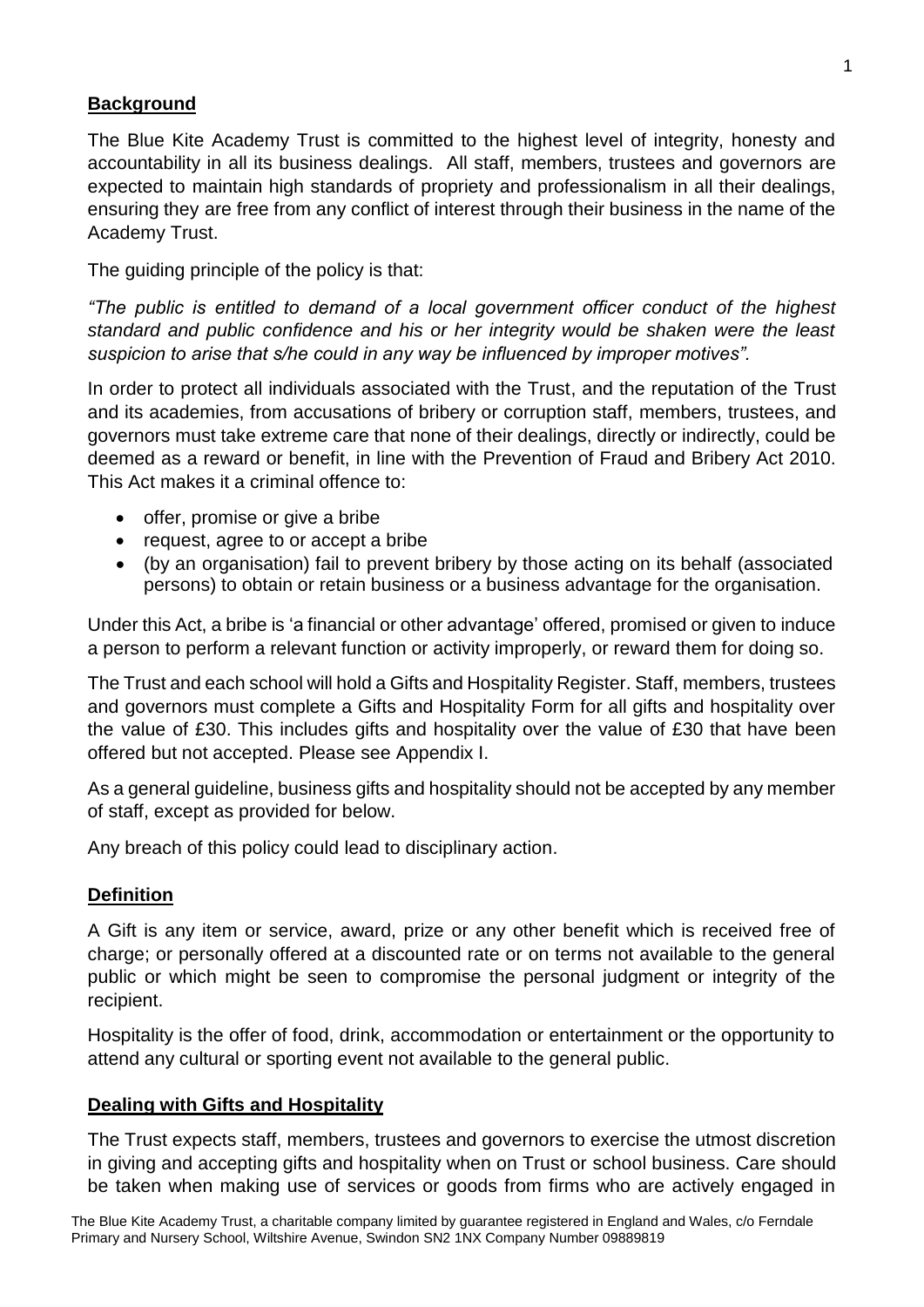## **Background**

The Blue Kite Academy Trust is committed to the highest level of integrity, honesty and accountability in all its business dealings. All staff, members, trustees and governors are expected to maintain high standards of propriety and professionalism in all their dealings, ensuring they are free from any conflict of interest through their business in the name of the Academy Trust.

The guiding principle of the policy is that:

*"The public is entitled to demand of a local government officer conduct of the highest standard and public confidence and his or her integrity would be shaken were the least suspicion to arise that s/he could in any way be influenced by improper motives".*

In order to protect all individuals associated with the Trust, and the reputation of the Trust and its academies, from accusations of bribery or corruption staff, members, trustees, and governors must take extreme care that none of their dealings, directly or indirectly, could be deemed as a reward or benefit, in line with the Prevention of Fraud and Bribery Act 2010. This Act makes it a criminal offence to:

- offer, promise or give a bribe
- request, agree to or accept a bribe
- (by an organisation) fail to prevent bribery by those acting on its behalf (associated persons) to obtain or retain business or a business advantage for the organisation.

Under this Act, a bribe is 'a financial or other advantage' offered, promised or given to induce a person to perform a relevant function or activity improperly, or reward them for doing so.

The Trust and each school will hold a Gifts and Hospitality Register. Staff, members, trustees and governors must complete a Gifts and Hospitality Form for all gifts and hospitality over the value of £30. This includes gifts and hospitality over the value of £30 that have been offered but not accepted. Please see Appendix I.

As a general guideline, business gifts and hospitality should not be accepted by any member of staff, except as provided for below.

Any breach of this policy could lead to disciplinary action.

## **Definition**

A Gift is any item or service, award, prize or any other benefit which is received free of charge; or personally offered at a discounted rate or on terms not available to the general public or which might be seen to compromise the personal judgment or integrity of the recipient.

Hospitality is the offer of food, drink, accommodation or entertainment or the opportunity to attend any cultural or sporting event not available to the general public.

## **Dealing with Gifts and Hospitality**

The Trust expects staff, members, trustees and governors to exercise the utmost discretion in giving and accepting gifts and hospitality when on Trust or school business. Care should be taken when making use of services or goods from firms who are actively engaged in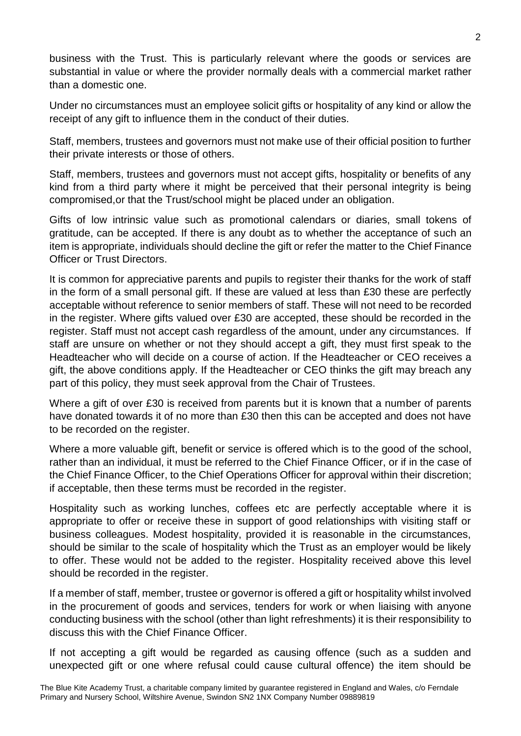business with the Trust. This is particularly relevant where the goods or services are substantial in value or where the provider normally deals with a commercial market rather than a domestic one.

Under no circumstances must an employee solicit gifts or hospitality of any kind or allow the receipt of any gift to influence them in the conduct of their duties.

Staff, members, trustees and governors must not make use of their official position to further their private interests or those of others.

Staff, members, trustees and governors must not accept gifts, hospitality or benefits of any kind from a third party where it might be perceived that their personal integrity is being compromised,or that the Trust/school might be placed under an obligation.

Gifts of low intrinsic value such as promotional calendars or diaries, small tokens of gratitude, can be accepted. If there is any doubt as to whether the acceptance of such an item is appropriate, individuals should decline the gift or refer the matter to the Chief Finance Officer or Trust Directors.

It is common for appreciative parents and pupils to register their thanks for the work of staff in the form of a small personal gift. If these are valued at less than £30 these are perfectly acceptable without reference to senior members of staff. These will not need to be recorded in the register. Where gifts valued over £30 are accepted, these should be recorded in the register. Staff must not accept cash regardless of the amount, under any circumstances. If staff are unsure on whether or not they should accept a gift, they must first speak to the Headteacher who will decide on a course of action. If the Headteacher or CEO receives a gift, the above conditions apply. If the Headteacher or CEO thinks the gift may breach any part of this policy, they must seek approval from the Chair of Trustees.

Where a gift of over £30 is received from parents but it is known that a number of parents have donated towards it of no more than £30 then this can be accepted and does not have to be recorded on the register.

Where a more valuable gift, benefit or service is offered which is to the good of the school, rather than an individual, it must be referred to the Chief Finance Officer, or if in the case of the Chief Finance Officer, to the Chief Operations Officer for approval within their discretion; if acceptable, then these terms must be recorded in the register.

Hospitality such as working lunches, coffees etc are perfectly acceptable where it is appropriate to offer or receive these in support of good relationships with visiting staff or business colleagues. Modest hospitality, provided it is reasonable in the circumstances, should be similar to the scale of hospitality which the Trust as an employer would be likely to offer. These would not be added to the register. Hospitality received above this level should be recorded in the register.

If a member of staff, member, trustee or governor is offered a gift or hospitality whilst involved in the procurement of goods and services, tenders for work or when liaising with anyone conducting business with the school (other than light refreshments) it is their responsibility to discuss this with the Chief Finance Officer.

If not accepting a gift would be regarded as causing offence (such as a sudden and unexpected gift or one where refusal could cause cultural offence) the item should be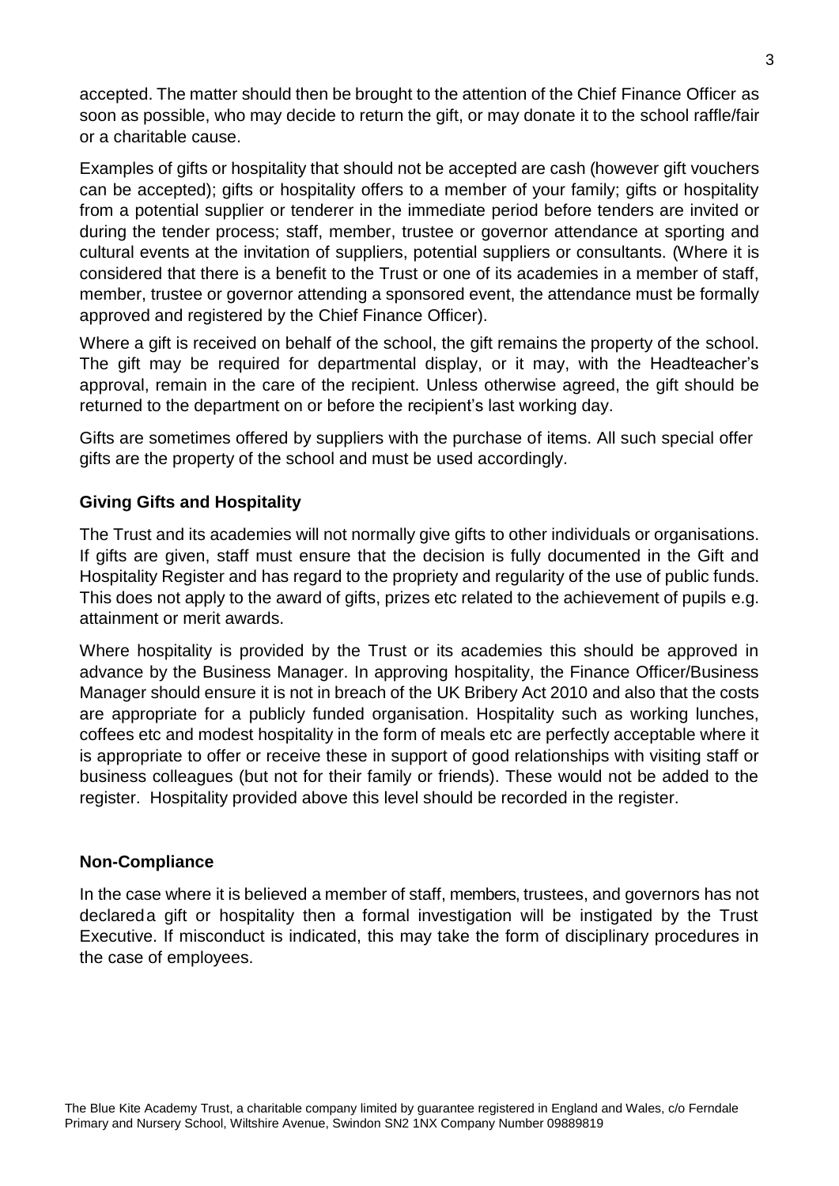accepted. The matter should then be brought to the attention of the Chief Finance Officer as soon as possible, who may decide to return the gift, or may donate it to the school raffle/fair or a charitable cause.

Examples of gifts or hospitality that should not be accepted are cash (however gift vouchers can be accepted); gifts or hospitality offers to a member of your family; gifts or hospitality from a potential supplier or tenderer in the immediate period before tenders are invited or during the tender process; staff, member, trustee or governor attendance at sporting and cultural events at the invitation of suppliers, potential suppliers or consultants. (Where it is considered that there is a benefit to the Trust or one of its academies in a member of staff, member, trustee or governor attending a sponsored event, the attendance must be formally approved and registered by the Chief Finance Officer).

Where a gift is received on behalf of the school, the gift remains the property of the school. The gift may be required for departmental display, or it may, with the Headteacher's approval, remain in the care of the recipient. Unless otherwise agreed, the gift should be returned to the department on or before the recipient's last working day.

Gifts are sometimes offered by suppliers with the purchase of items. All such special offer gifts are the property of the school and must be used accordingly.

**Giving Gifts and Hospitality**

The Trust and its academies will not normally give gifts to other individuals or organisations. If gifts are given, staff must ensure that the decision is fully documented in the Gift and Hospitality Register and has regard to the propriety and regularity of the use of public funds. This does not apply to the award of gifts, prizes etc related to the achievement of pupils e.g. attainment or merit awards.

Where hospitality is provided by the Trust or its academies this should be approved in advance by the Business Manager. In approving hospitality, the Finance Officer/Business Manager should ensure it is not in breach of the UK Bribery Act 2010 and also that the costs are appropriate for a publicly funded organisation. Hospitality such as working lunches, coffees etc and modest hospitality in the form of meals etc are perfectly acceptable where it is appropriate to offer or receive these in support of good relationships with visiting staff or business colleagues (but not for their family or friends). These would not be added to the register. Hospitality provided above this level should be recorded in the register.

**Non-Compliance**

In the case where it is believed a member of staff, members, trustees, and governors has not declared a gift or hospitality then a formal investigation will be instigated by the Trust Executive. If misconduct is indicated, this may take the form of disciplinary procedures in the case of employees.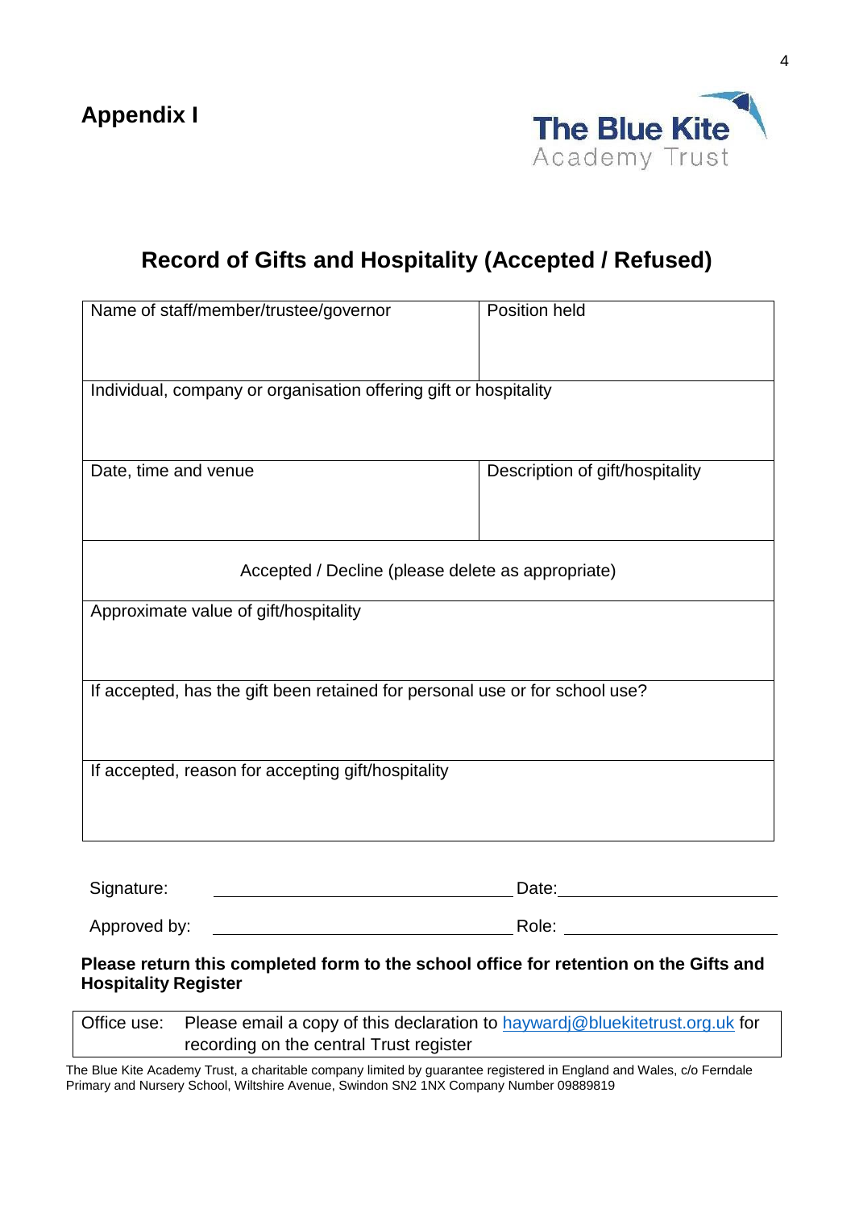## Appendix I

The Blue Kite Academy Trust

# Record of Gifts and Hospitality (Accepted / Refused)

| Name of staff/member/trustee/governor | Position held |
| --- | --- |
| Individual, company or organisation offering gift or hospitality | |
| Date, time and venue | Description of gift/hospitality |
| Accepted / Decline (please delete as appropriate) | |
| Approximate value of gift/hospitality | |
| If accepted, has the gift been retained for personal use or for school use? | |
| If accepted, reason for accepting gift/hospitality | |

Signature: \_\_\_\_\_\_\_\_\_\_\_\_\_\_\_\_\_\_\_\_\_\_\_\_\_\_\_\_\_\_ Date: \_\_\_\_\_\_\_\_\_\_\_\_\_\_\_\_\_\_\_\_\_\_

Approved by: \_\_\_\_\_\_\_\_\_\_\_\_\_\_\_\_\_\_\_\_\_\_\_\_\_\_\_\_\_\_ Role: \_\_\_\_\_\_\_\_\_\_\_\_\_\_\_\_\_\_\_\_\_\_

**Please return this completed form to the school office for retention on the Gifts and Hospitality Register**

| Office use: | Please email a copy of this declaration to haywardj@bluekitetrust.org.uk for recording on the central Trust register |
| --- | --- |

The Blue Kite Academy Trust, a charitable company limited by guarantee registered in England and Wales, c/o Ferndale Primary and Nursery School, Wiltshire Avenue, Swindon SN2 1NX Company Number 09889819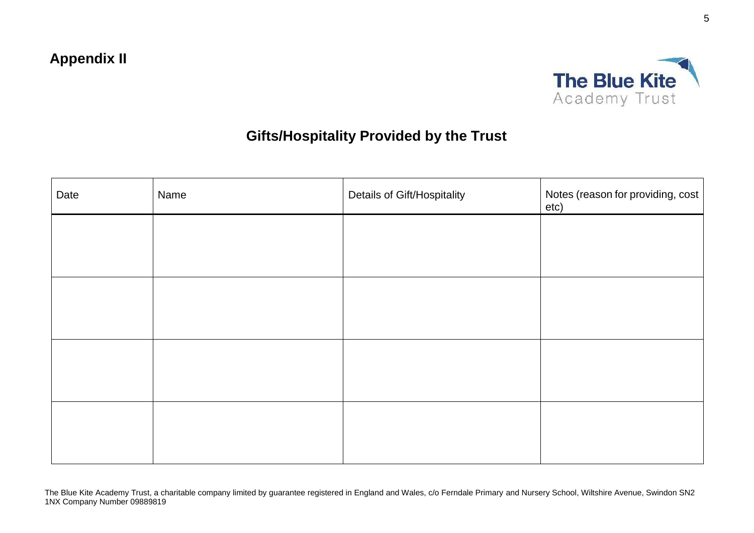## Appendix II

The Blue Kite
Academy Trust

# Gifts/Hospitality Provided by the Trust

| Date | Name | Details of Gift/Hospitality | Notes (reason for providing, cost etc) |
|---|---|---|---|
| | | | |
| | | | |
| | | | |
| | | | |

The Blue Kite Academy Trust, a charitable company limited by guarantee registered in England and Wales, c/o Ferndale Primary and Nursery School, Wiltshire Avenue, Swindon SN2 1NX Company Number 09889819